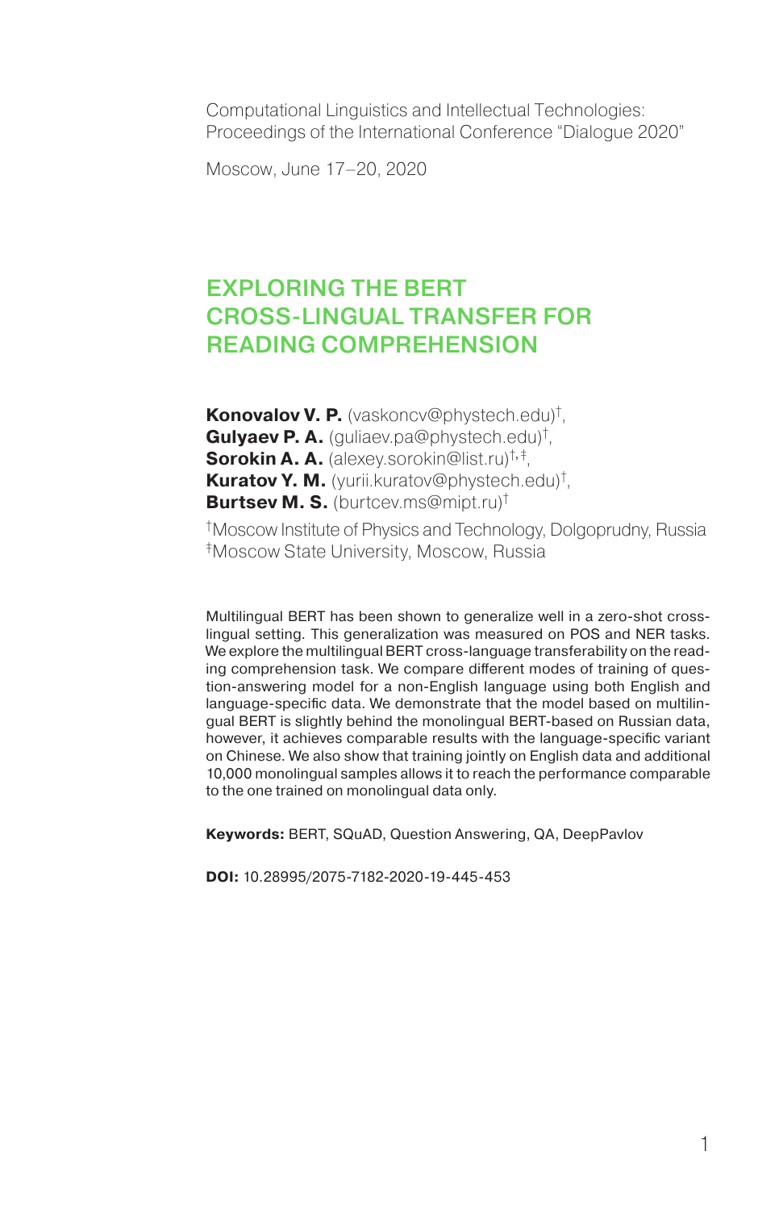Computational Linguistics and Intellectual Technologies:
Proceedings of the International Conference "Dialogue 2020"

Moscow, June 17–20, 2020

# EXPLORING THE BERT CROSS-LINGUAL TRANSFER FOR READING COMPREHENSION

**Konovalov V. P.** (vaskoncv@phystech.edu)[†],
**Gulyaev P. A.** (guliaev.pa@phystech.edu)[†],
**Sorokin A. A.** (alexey.sorokin@list.ru)[†,‡],
**Kuratov Y. M.** (yurii.kuratov@phystech.edu)[†],
**Burtsev M. S.** (burtcev.ms@mipt.ru)[†]

[†]Moscow Institute of Physics and Technology, Dolgoprudny, Russia
[‡]Moscow State University, Moscow, Russia

Multilingual BERT has been shown to generalize well in a zero-shot cross-lingual setting. This generalization was measured on POS and NER tasks. We explore the multilingual BERT cross-language transferability on the reading comprehension task. We compare different modes of training of question-answering model for a non-English language using both English and language-specific data. We demonstrate that the model based on multilingual BERT is slightly behind the monolingual BERT-based on Russian data, however, it achieves comparable results with the language-specific variant on Chinese. We also show that training jointly on English data and additional 10,000 monolingual samples allows it to reach the performance comparable to the one trained on monolingual data only.

**Keywords:** BERT, SQuAD, Question Answering, QA, DeepPavlov

**DOI:** 10.28995/2075-7182-2020-19-445-453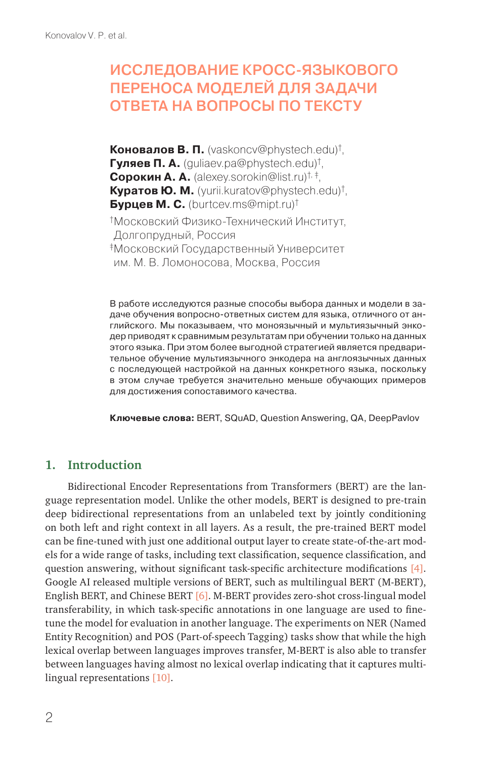# ИССЛЕДОВАНИЕ КРОСС-ЯЗЫКОВОГО ПЕРЕНОСА МОДЕЛЕЙ ДЛЯ ЗАДАЧИ ОТВЕТА НА ВОПРОСЫ ПО ТЕКСТУ

**Коновалов В. П.** (vaskoncv@phystech.edu)[†],
**Гуляев П. А.** (guliaev.pa@phystech.edu)[†],
**Сорокин А. А.** (alexey.sorokin@list.ru)[†, ‡],
**Куратов Ю. М.** (yurii.kuratov@phystech.edu)[†],
**Бурцев М. С.** (burtcev.ms@mipt.ru)[†]

[†]Московский Физико-Технический Институт, Долгопрудный, Россия
[‡]Московский Государственный Университет им. М. В. Ломоносова, Москва, Россия

В работе исследуются разные способы выбора данных и модели в задаче обучения вопросно-ответных систем для языка, отличного от английского. Мы показываем, что моноязычный и мультиязычный энкодер приводят к сравнимым результатам при обучении только на данных этого языка. При этом более выгодной стратегией является предварительное обучение мультиязычного энкодера на англоязычных данных с последующей настройкой на данных конкретного языка, поскольку в этом случае требуется значительно меньше обучающих примеров для достижения сопоставимого качества.

**Ключевые слова:** BERT, SQuAD, Question Answering, QA, DeepPavlov

## 1. Introduction

Bidirectional Encoder Representations from Transformers (BERT) are the language representation model. Unlike the other models, BERT is designed to pre-train deep bidirectional representations from an unlabeled text by jointly conditioning on both left and right context in all layers. As a result, the pre-trained BERT model can be fine-tuned with just one additional output layer to create state-of-the-art models for a wide range of tasks, including text classification, sequence classification, and question answering, without significant task-specific architecture modifications [4]. Google AI released multiple versions of BERT, such as multilingual BERT (M-BERT), English BERT, and Chinese BERT [6]. M-BERT provides zero-shot cross-lingual model transferability, in which task-specific annotations in one language are used to fine-tune the model for evaluation in another language. The experiments on NER (Named Entity Recognition) and POS (Part-of-speech Tagging) tasks show that while the high lexical overlap between languages improves transfer, M-BERT is also able to transfer between languages having almost no lexical overlap indicating that it captures multilingual representations [10].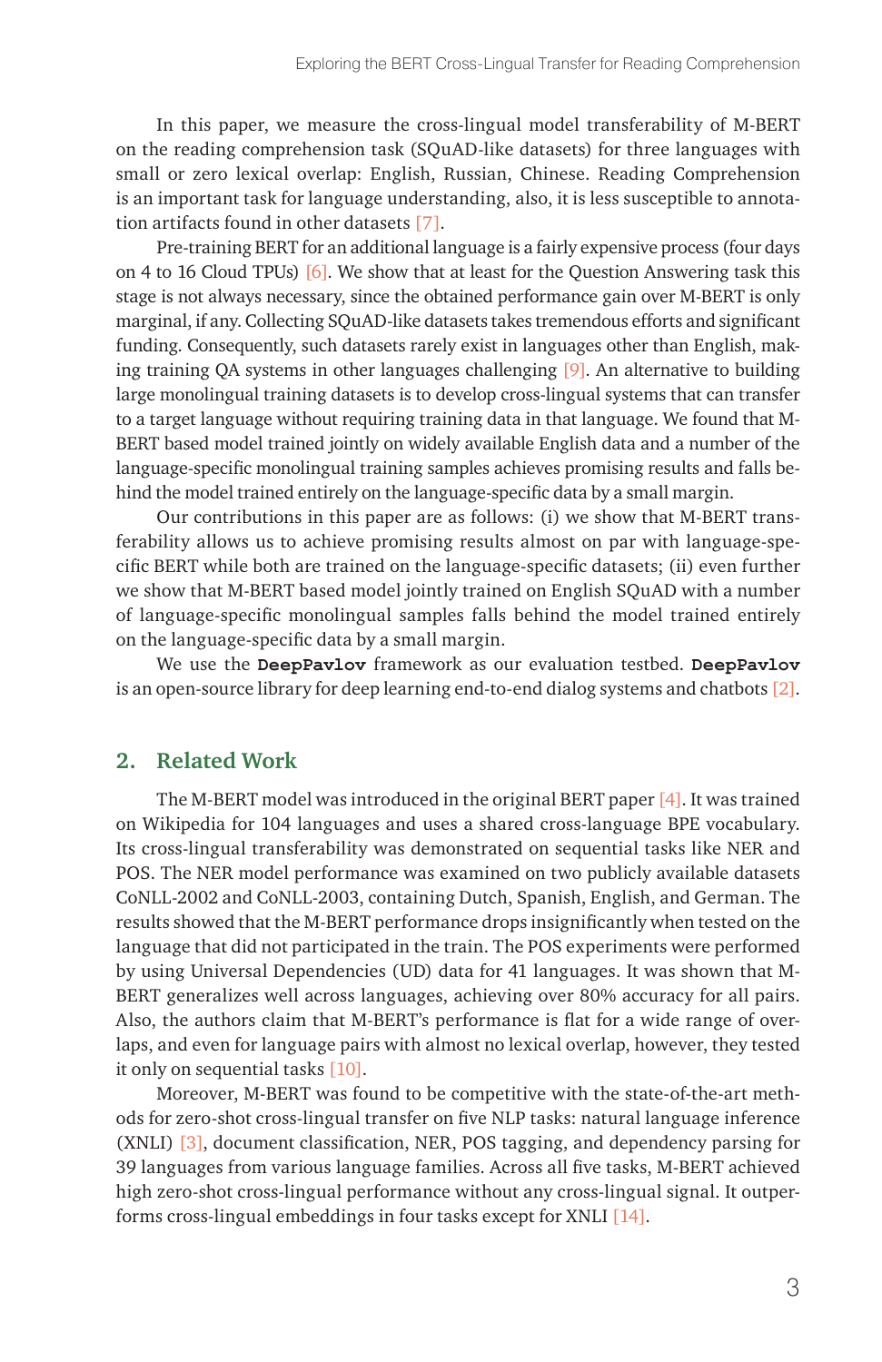In this paper, we measure the cross-lingual model transferability of M-BERT on the reading comprehension task (SQuAD-like datasets) for three languages with small or zero lexical overlap: English, Russian, Chinese. Reading Comprehension is an important task for language understanding, also, it is less susceptible to annotation artifacts found in other datasets [7].

Pre-training BERT for an additional language is a fairly expensive process (four days on 4 to 16 Cloud TPUs) [6]. We show that at least for the Question Answering task this stage is not always necessary, since the obtained performance gain over M-BERT is only marginal, if any. Collecting SQuAD-like datasets takes tremendous efforts and significant funding. Consequently, such datasets rarely exist in languages other than English, making training QA systems in other languages challenging [9]. An alternative to building large monolingual training datasets is to develop cross-lingual systems that can transfer to a target language without requiring training data in that language. We found that M-BERT based model trained jointly on widely available English data and a number of the language-specific monolingual training samples achieves promising results and falls behind the model trained entirely on the language-specific data by a small margin.

Our contributions in this paper are as follows: (i) we show that M-BERT transferability allows us to achieve promising results almost on par with language-specific BERT while both are trained on the language-specific datasets; (ii) even further we show that M-BERT based model jointly trained on English SQuAD with a number of language-specific monolingual samples falls behind the model trained entirely on the language-specific data by a small margin.

We use the **DeepPavlov** framework as our evaluation testbed. **DeepPavlov** is an open-source library for deep learning end-to-end dialog systems and chatbots [2].

## 2. Related Work

The M-BERT model was introduced in the original BERT paper [4]. It was trained on Wikipedia for 104 languages and uses a shared cross-language BPE vocabulary. Its cross-lingual transferability was demonstrated on sequential tasks like NER and POS. The NER model performance was examined on two publicly available datasets CoNLL-2002 and CoNLL-2003, containing Dutch, Spanish, English, and German. The results showed that the M-BERT performance drops insignificantly when tested on the language that did not participated in the train. The POS experiments were performed by using Universal Dependencies (UD) data for 41 languages. It was shown that M-BERT generalizes well across languages, achieving over 80% accuracy for all pairs. Also, the authors claim that M-BERT's performance is flat for a wide range of overlaps, and even for language pairs with almost no lexical overlap, however, they tested it only on sequential tasks [10].

Moreover, M-BERT was found to be competitive with the state-of-the-art methods for zero-shot cross-lingual transfer on five NLP tasks: natural language inference (XNLI) [3], document classification, NER, POS tagging, and dependency parsing for 39 languages from various language families. Across all five tasks, M-BERT achieved high zero-shot cross-lingual performance without any cross-lingual signal. It outperforms cross-lingual embeddings in four tasks except for XNLI [14].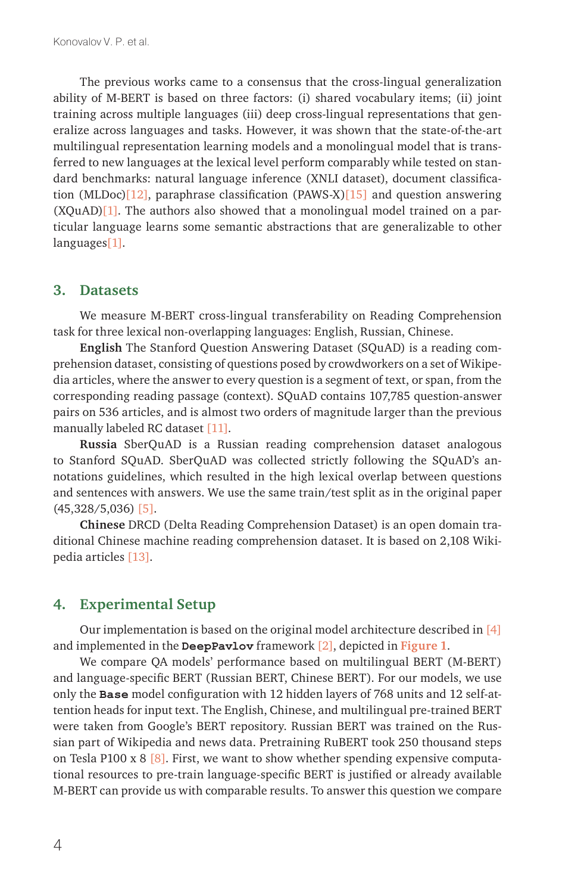The previous works came to a consensus that the cross-lingual generalization ability of M-BERT is based on three factors: (i) shared vocabulary items; (ii) joint training across multiple languages (iii) deep cross-lingual representations that generalize across languages and tasks. However, it was shown that the state-of-the-art multilingual representation learning models and a monolingual model that is transferred to new languages at the lexical level perform comparably while tested on standard benchmarks: natural language inference (XNLI dataset), document classification (MLDoc)[12], paraphrase classification (PAWS-X)[15] and question answering (XQuAD)[1]. The authors also showed that a monolingual model trained on a particular language learns some semantic abstractions that are generalizable to other languages[1].

## 3. Datasets

We measure M-BERT cross-lingual transferability on Reading Comprehension task for three lexical non-overlapping languages: English, Russian, Chinese.

**English** The Stanford Question Answering Dataset (SQuAD) is a reading comprehension dataset, consisting of questions posed by crowdworkers on a set of Wikipedia articles, where the answer to every question is a segment of text, or span, from the corresponding reading passage (context). SQuAD contains 107,785 question-answer pairs on 536 articles, and is almost two orders of magnitude larger than the previous manually labeled RC dataset [11].

**Russia** SberQuAD is a Russian reading comprehension dataset analogous to Stanford SQuAD. SberQuAD was collected strictly following the SQuAD's annotations guidelines, which resulted in the high lexical overlap between questions and sentences with answers. We use the same train/test split as in the original paper (45,328/5,036) [5].

**Chinese** DRCD (Delta Reading Comprehension Dataset) is an open domain traditional Chinese machine reading comprehension dataset. It is based on 2,108 Wikipedia articles [13].

## 4. Experimental Setup

Our implementation is based on the original model architecture described in [4] and implemented in the **DeepPavlov** framework [2], depicted in **Figure 1**.

We compare QA models' performance based on multilingual BERT (M-BERT) and language-specific BERT (Russian BERT, Chinese BERT). For our models, we use only the **Base** model configuration with 12 hidden layers of 768 units and 12 self-attention heads for input text. The English, Chinese, and multilingual pre-trained BERT were taken from Google's BERT repository. Russian BERT was trained on the Russian part of Wikipedia and news data. Pretraining RuBERT took 250 thousand steps on Tesla P100 x 8 [8]. First, we want to show whether spending expensive computational resources to pre-train language-specific BERT is justified or already available M-BERT can provide us with comparable results. To answer this question we compare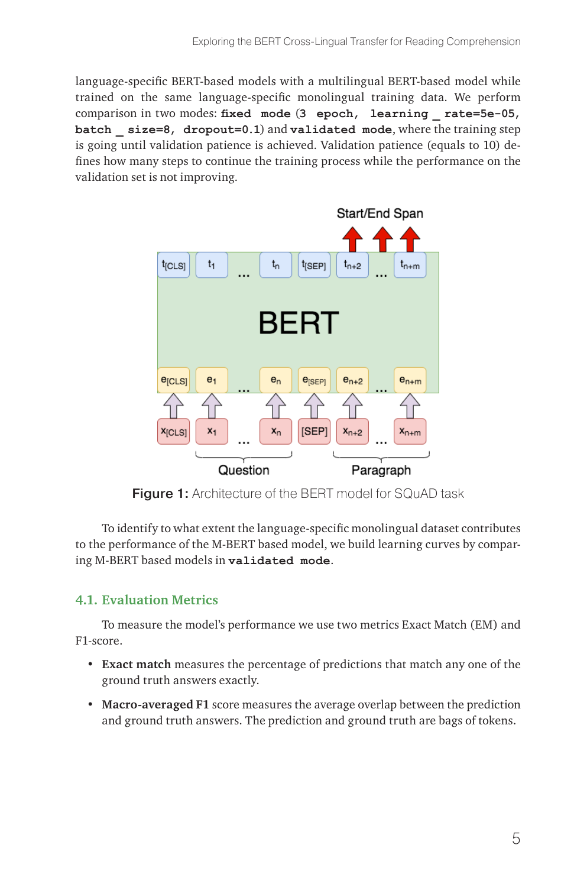language-specific BERT-based models with a multilingual BERT-based model while trained on the same language-specific monolingual training data. We perform comparison in two modes: **`fixed mode`** (`3 epoch, learning_rate=5e-05, batch_size=8, dropout=0.1`) and **`validated mode`**, where the training step is going until validation patience is achieved. Validation patience (equals to 10) defines how many steps to continue the training process while the performance on the validation set is not improving.

**Figure 1:** Architecture of the BERT model for SQuAD task

To identify to what extent the language-specific monolingual dataset contributes to the performance of the M-BERT based model, we build learning curves by comparing M-BERT based models in **`validated mode`**.

### 4.1. Evaluation Metrics

To measure the model's performance we use two metrics Exact Match (EM) and F1-score.

- **Exact match** measures the percentage of predictions that match any one of the ground truth answers exactly.
- **Macro-averaged F1** score measures the average overlap between the prediction and ground truth answers. The prediction and ground truth are bags of tokens.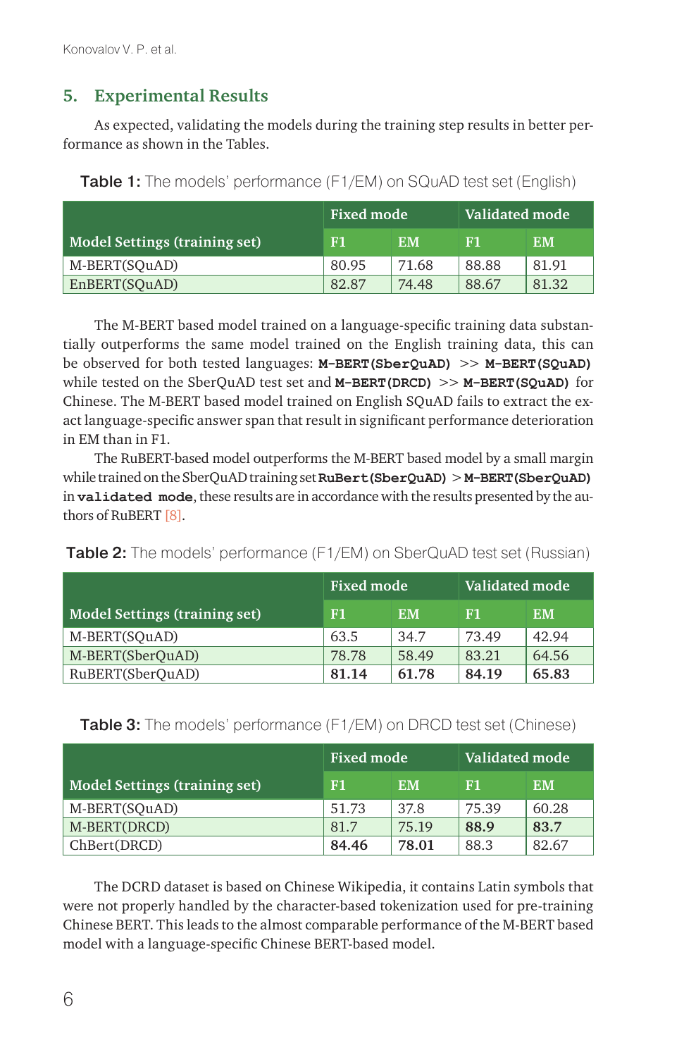## 5. Experimental Results

As expected, validating the models during the training step results in better performance as shown in the Tables.

**Table 1:** The models' performance (F1/EM) on SQuAD test set (English)

| Model Settings (training set) | Fixed mode | | Validated mode | |
|---|---|---|---|---|
| | F1 | EM | F1 | EM |
| M-BERT(SQuAD) | 80.95 | 71.68 | 88.88 | 81.91 |
| EnBERT(SQuAD) | 82.87 | 74.48 | 88.67 | 81.32 |

The M-BERT based model trained on a language-specific training data substantially outperforms the same model trained on the English training data, this can be observed for both tested languages: `M-BERT(SberQuAD)` >> `M-BERT(SQuAD)` while tested on the SberQuAD test set and `M-BERT(DRCD)` >> `M-BERT(SQuAD)` for Chinese. The M-BERT based model trained on English SQuAD fails to extract the exact language-specific answer span that result in significant performance deterioration in EM than in F1.

The RuBERT-based model outperforms the M-BERT based model by a small margin while trained on the SberQuAD training set `RuBert(SberQuAD)` > `M-BERT(SberQuAD)` in `validated mode`, these results are in accordance with the results presented by the authors of RuBERT [8].

**Table 2:** The models' performance (F1/EM) on SberQuAD test set (Russian)

| Model Settings (training set) | Fixed mode | | Validated mode | |
|---|---|---|---|---|
| | F1 | EM | F1 | EM |
| M-BERT(SQuAD) | 63.5 | 34.7 | 73.49 | 42.94 |
| M-BERT(SberQuAD) | 78.78 | 58.49 | 83.21 | 64.56 |
| RuBERT(SberQuAD) | **81.14** | **61.78** | **84.19** | **65.83** |

**Table 3:** The models' performance (F1/EM) on DRCD test set (Chinese)

| Model Settings (training set) | Fixed mode | | Validated mode | |
|---|---|---|---|---|
| | F1 | EM | F1 | EM |
| M-BERT(SQuAD) | 51.73 | 37.8 | 75.39 | 60.28 |
| M-BERT(DRCD) | 81.7 | 75.19 | **88.9** | **83.7** |
| ChBert(DRCD) | **84.46** | **78.01** | 88.3 | 82.67 |

The DCRD dataset is based on Chinese Wikipedia, it contains Latin symbols that were not properly handled by the character-based tokenization used for pre-training Chinese BERT. This leads to the almost comparable performance of the M-BERT based model with a language-specific Chinese BERT-based model.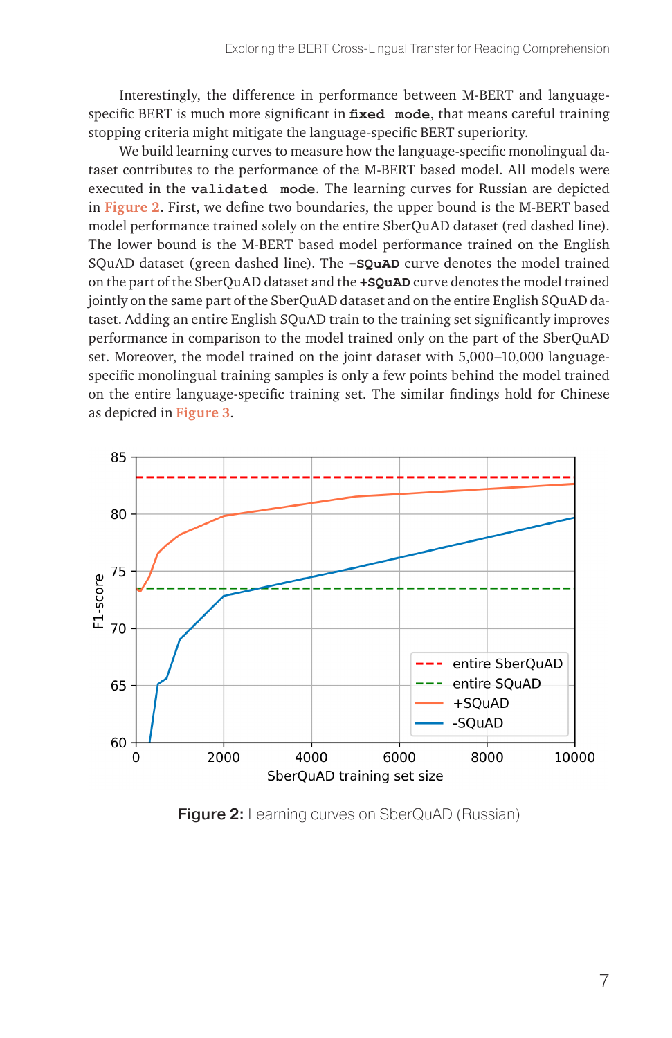Interestingly, the difference in performance between M-BERT and language-specific BERT is much more significant in **fixed mode**, that means careful training stopping criteria might mitigate the language-specific BERT superiority.

We build learning curves to measure how the language-specific monolingual dataset contributes to the performance of the M-BERT based model. All models were executed in the **validated mode**. The learning curves for Russian are depicted in Figure 2. First, we define two boundaries, the upper bound is the M-BERT based model performance trained solely on the entire SberQuAD dataset (red dashed line). The lower bound is the M-BERT based model performance trained on the English SQuAD dataset (green dashed line). The **-SQuAD** curve denotes the model trained on the part of the SberQuAD dataset and the **+SQuAD** curve denotes the model trained jointly on the same part of the SberQuAD dataset and on the entire English SQuAD dataset. Adding an entire English SQuAD train to the training set significantly improves performance in comparison to the model trained only on the part of the SberQuAD set. Moreover, the model trained on the joint dataset with 5,000–10,000 language-specific monolingual training samples is only a few points behind the model trained on the entire language-specific training set. The similar findings hold for Chinese as depicted in Figure 3.

**Figure 2:** Learning curves on SberQuAD (Russian)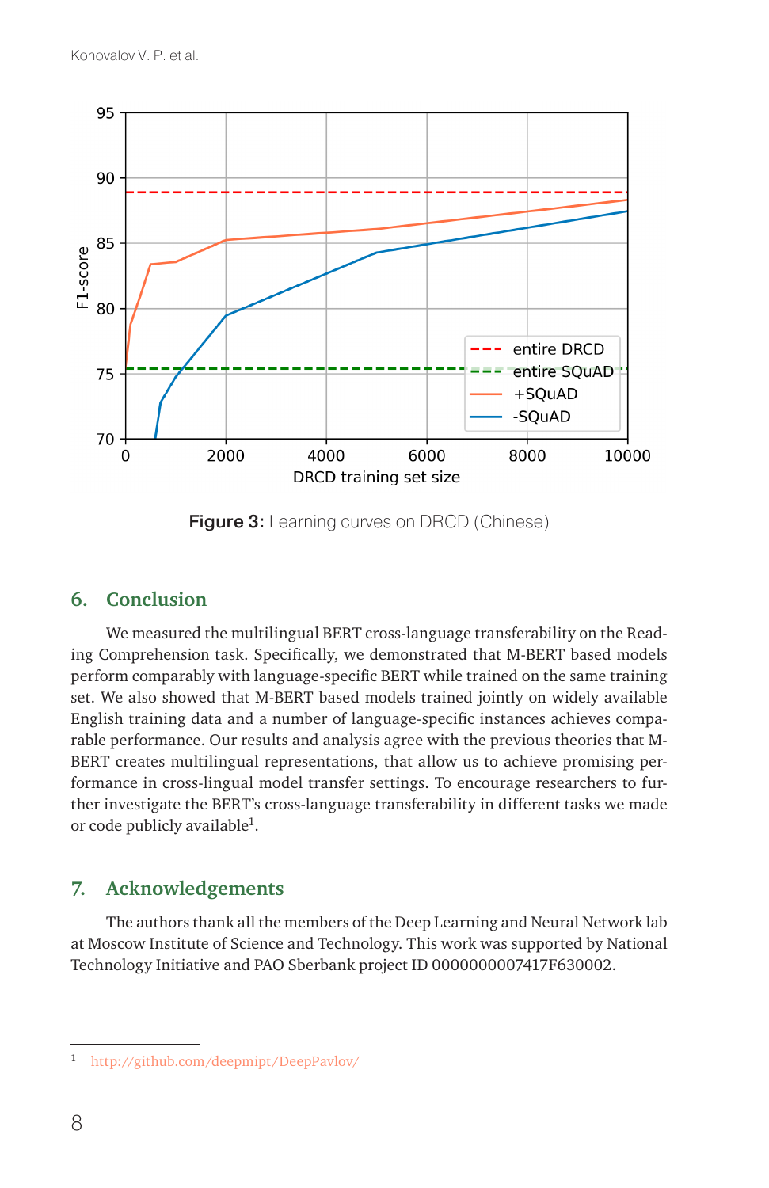Figure 3: Learning curves on DRCD (Chinese)

## 6. Conclusion

We measured the multilingual BERT cross-language transferability on the Reading Comprehension task. Specifically, we demonstrated that M-BERT based models perform comparably with language-specific BERT while trained on the same training set. We also showed that M-BERT based models trained jointly on widely available English training data and a number of language-specific instances achieves comparable performance. Our results and analysis agree with the previous theories that M-BERT creates multilingual representations, that allow us to achieve promising performance in cross-lingual model transfer settings. To encourage researchers to further investigate the BERT's cross-language transferability in different tasks we made or code publicly available[1].

## 7. Acknowledgements

The authors thank all the members of the Deep Learning and Neural Network lab at Moscow Institute of Science and Technology. This work was supported by National Technology Initiative and PAO Sberbank project ID 0000000007417F630002.

---

[1] http://github.com/deepmipt/DeepPavlov/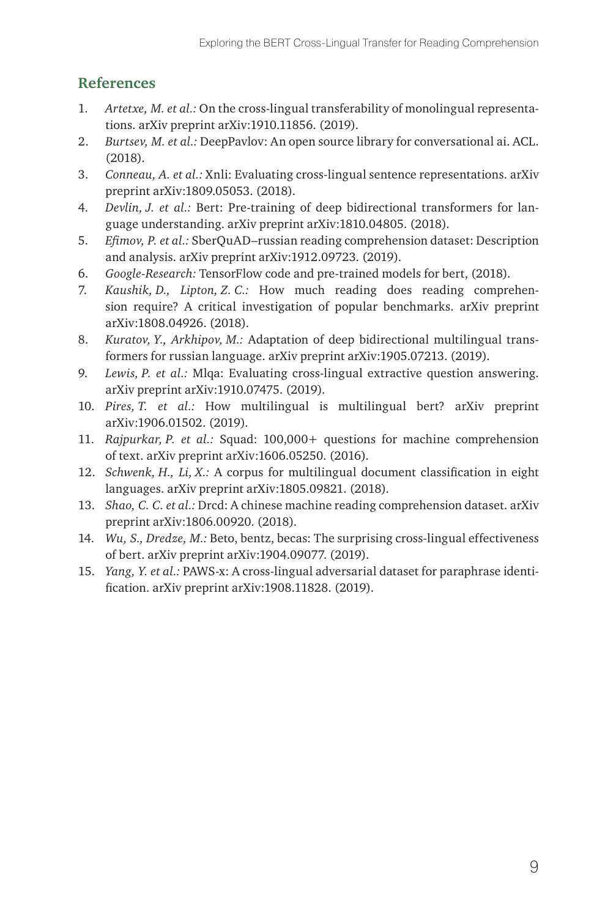## References

1. *Artetxe, M. et al.:* On the cross-lingual transferability of monolingual representations. arXiv preprint arXiv:1910.11856. (2019).
2. *Burtsev, M. et al.:* DeepPavlov: An open source library for conversational ai. ACL. (2018).
3. *Conneau, A. et al.:* Xnli: Evaluating cross-lingual sentence representations. arXiv preprint arXiv:1809.05053. (2018).
4. *Devlin, J. et al.:* Bert: Pre-training of deep bidirectional transformers for language understanding. arXiv preprint arXiv:1810.04805. (2018).
5. *Efimov, P. et al.:* SberQuAD–russian reading comprehension dataset: Description and analysis. arXiv preprint arXiv:1912.09723. (2019).
6. *Google-Research:* TensorFlow code and pre-trained models for bert, (2018).
7. *Kaushik, D., Lipton, Z. C.:* How much reading does reading comprehension require? A critical investigation of popular benchmarks. arXiv preprint arXiv:1808.04926. (2018).
8. *Kuratov, Y., Arkhipov, M.:* Adaptation of deep bidirectional multilingual transformers for russian language. arXiv preprint arXiv:1905.07213. (2019).
9. *Lewis, P. et al.:* Mlqa: Evaluating cross-lingual extractive question answering. arXiv preprint arXiv:1910.07475. (2019).
10. *Pires, T. et al.:* How multilingual is multilingual bert? arXiv preprint arXiv:1906.01502. (2019).
11. *Rajpurkar, P. et al.:* Squad: 100,000+ questions for machine comprehension of text. arXiv preprint arXiv:1606.05250. (2016).
12. *Schwenk, H., Li, X.:* A corpus for multilingual document classification in eight languages. arXiv preprint arXiv:1805.09821. (2018).
13. *Shao, C. C. et al.:* Drcd: A chinese machine reading comprehension dataset. arXiv preprint arXiv:1806.00920. (2018).
14. *Wu, S., Dredze, M.:* Beto, bentz, becas: The surprising cross-lingual effectiveness of bert. arXiv preprint arXiv:1904.09077. (2019).
15. *Yang, Y. et al.:* PAWS-x: A cross-lingual adversarial dataset for paraphrase identification. arXiv preprint arXiv:1908.11828. (2019).